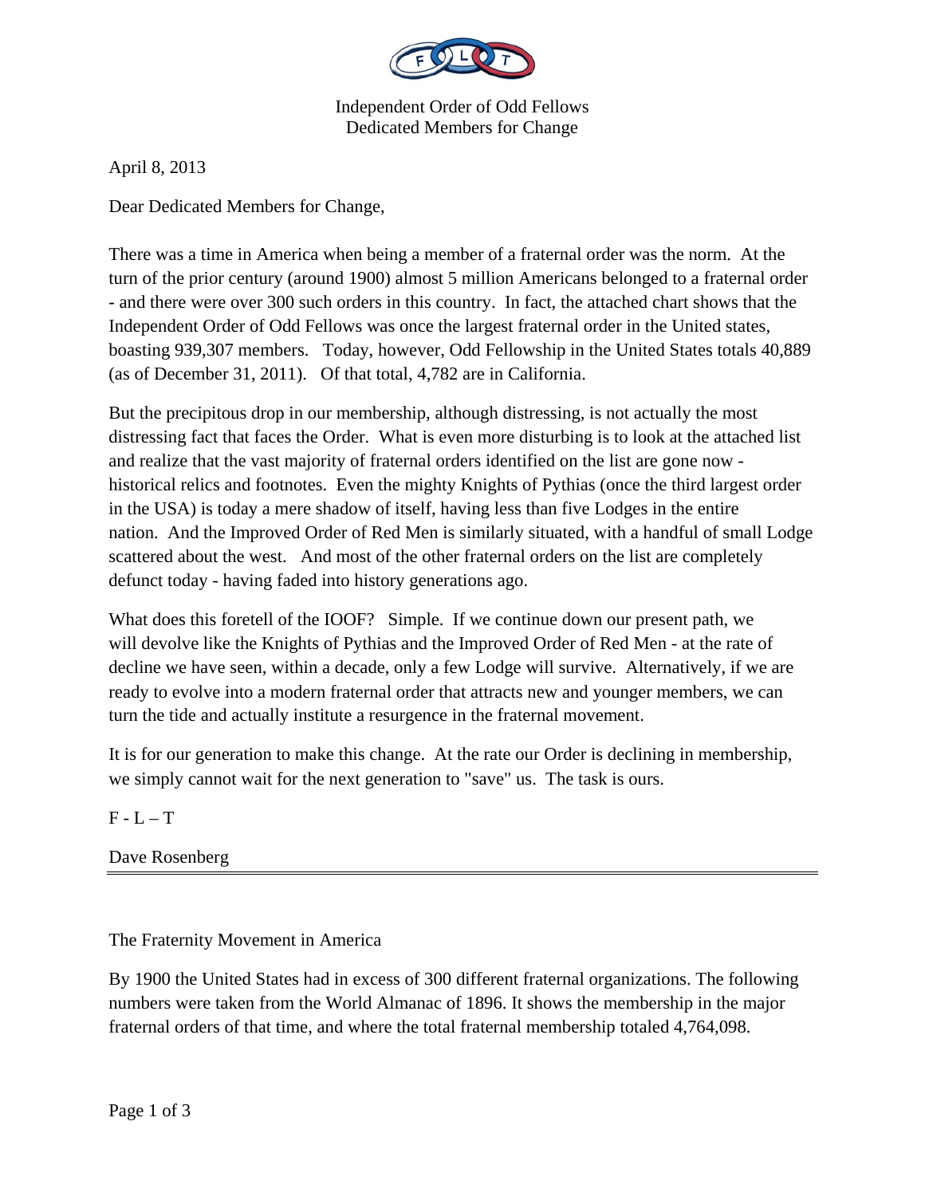Independent Order of Odd Fellows
Dedicated Members for Change

April 8, 2013

Dear Dedicated Members for Change,

There was a time in America when being a member of a fraternal order was the norm. At the turn of the prior century (around 1900) almost 5 million Americans belonged to a fraternal order - and there were over 300 such orders in this country. In fact, the attached chart shows that the Independent Order of Odd Fellows was once the largest fraternal order in the United states, boasting 939,307 members. Today, however, Odd Fellowship in the United States totals 40,889 (as of December 31, 2011). Of that total, 4,782 are in California.

But the precipitous drop in our membership, although distressing, is not actually the most distressing fact that faces the Order. What is even more disturbing is to look at the attached list and realize that the vast majority of fraternal orders identified on the list are gone now - historical relics and footnotes. Even the mighty Knights of Pythias (once the third largest order in the USA) is today a mere shadow of itself, having less than five Lodges in the entire nation. And the Improved Order of Red Men is similarly situated, with a handful of small Lodge scattered about the west. And most of the other fraternal orders on the list are completely defunct today - having faded into history generations ago.

What does this foretell of the IOOF? Simple. If we continue down our present path, we will devolve like the Knights of Pythias and the Improved Order of Red Men - at the rate of decline we have seen, within a decade, only a few Lodge will survive. Alternatively, if we are ready to evolve into a modern fraternal order that attracts new and younger members, we can turn the tide and actually institute a resurgence in the fraternal movement.

It is for our generation to make this change. At the rate our Order is declining in membership, we simply cannot wait for the next generation to "save" us. The task is ours.

F - L – T

Dave Rosenberg

---

The Fraternity Movement in America

By 1900 the United States had in excess of 300 different fraternal organizations. The following numbers were taken from the World Almanac of 1896. It shows the membership in the major fraternal orders of that time, and where the total fraternal membership totaled 4,764,098.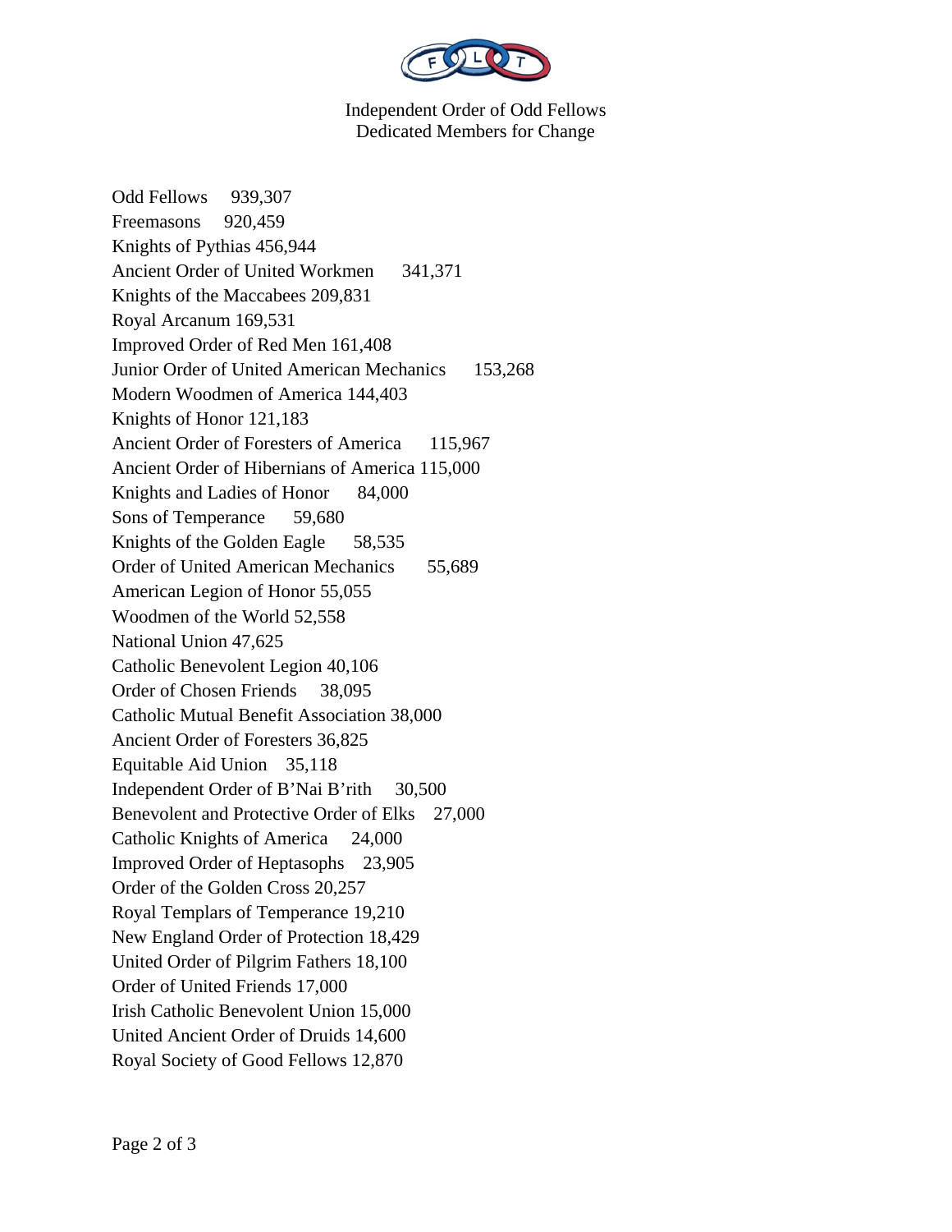Independent Order of Odd Fellows
Dedicated Members for Change

Odd Fellows 939,307
Freemasons 920,459
Knights of Pythias 456,944
Ancient Order of United Workmen 341,371
Knights of the Maccabees 209,831
Royal Arcanum 169,531
Improved Order of Red Men 161,408
Junior Order of United American Mechanics 153,268
Modern Woodmen of America 144,403
Knights of Honor 121,183
Ancient Order of Foresters of America 115,967
Ancient Order of Hibernians of America 115,000
Knights and Ladies of Honor 84,000
Sons of Temperance 59,680
Knights of the Golden Eagle 58,535
Order of United American Mechanics 55,689
American Legion of Honor 55,055
Woodmen of the World 52,558
National Union 47,625
Catholic Benevolent Legion 40,106
Order of Chosen Friends 38,095
Catholic Mutual Benefit Association 38,000
Ancient Order of Foresters 36,825
Equitable Aid Union 35,118
Independent Order of B'Nai B'rith 30,500
Benevolent and Protective Order of Elks 27,000
Catholic Knights of America 24,000
Improved Order of Heptasophs 23,905
Order of the Golden Cross 20,257
Royal Templars of Temperance 19,210
New England Order of Protection 18,429
United Order of Pilgrim Fathers 18,100
Order of United Friends 17,000
Irish Catholic Benevolent Union 15,000
United Ancient Order of Druids 14,600
Royal Society of Good Fellows 12,870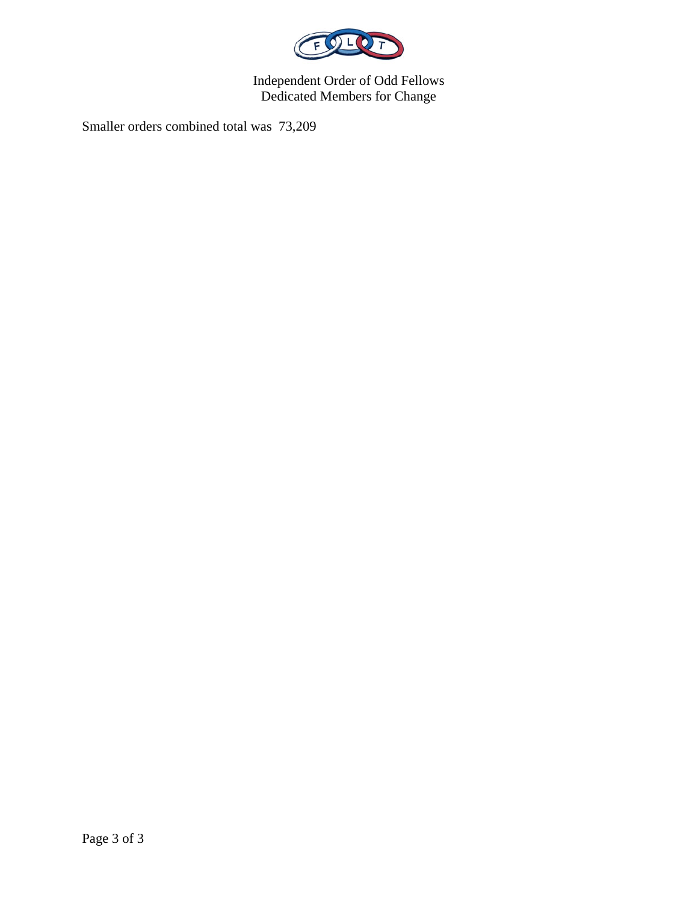Smaller orders combined total was 73,209